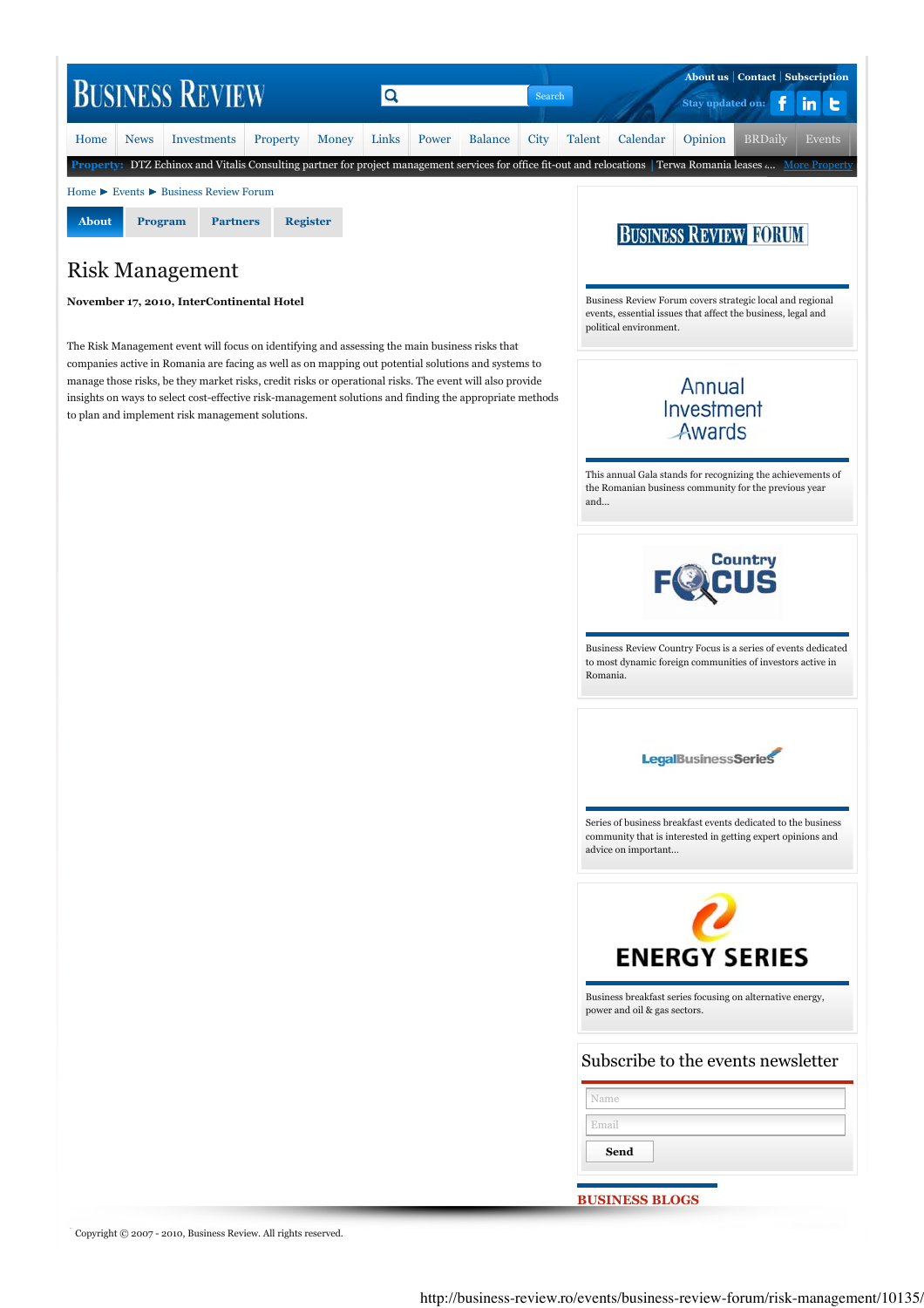# Business Review

About us | Contact | Subscription

Stay updated on:

Home | News | Investments | Property | Money | Links | Power | Balance | City | Talent | Calendar | Opinion | BRDaily | Events

**Property:** DTZ Echinox and Vitalis Consulting partner for project management services for office fit-out and relocations | Terwa Romania leases ... More Property

Home ► Events ► Business Review Forum

**About** | **Program** | **Partners** | **Register**

## Risk Management

**November 17, 2010, InterContinental Hotel**

The Risk Management event will focus on identifying and assessing the main business risks that companies active in Romania are facing as well as on mapping out potential solutions and systems to manage those risks, be they market risks, credit risks or operational risks. The event will also provide insights on ways to select cost-effective risk-management solutions and finding the appropriate methods to plan and implement risk management solutions.

**Business Review Forum**

Business Review Forum covers strategic local and regional events, essential issues that affect the business, legal and political environment.

**Annual Investment Awards**

This annual Gala stands for recognizing the achievements of the Romanian business community for the previous year and...

**Country Focus**

Business Review Country Focus is a series of events dedicated to most dynamic foreign communities of investors active in Romania.

**LegalBusinessSeries**

Series of business breakfast events dedicated to the business community that is interested in getting expert opinions and advice on important...

**Energy Series**

Business breakfast series focusing on alternative energy, power and oil & gas sectors.

### Subscribe to the events newsletter

Name

Email

Send

**BUSINESS BLOGS**

Copyright © 2007 - 2010, Business Review. All rights reserved.

http://business-review.ro/events/business-review-forum/risk-management/10135/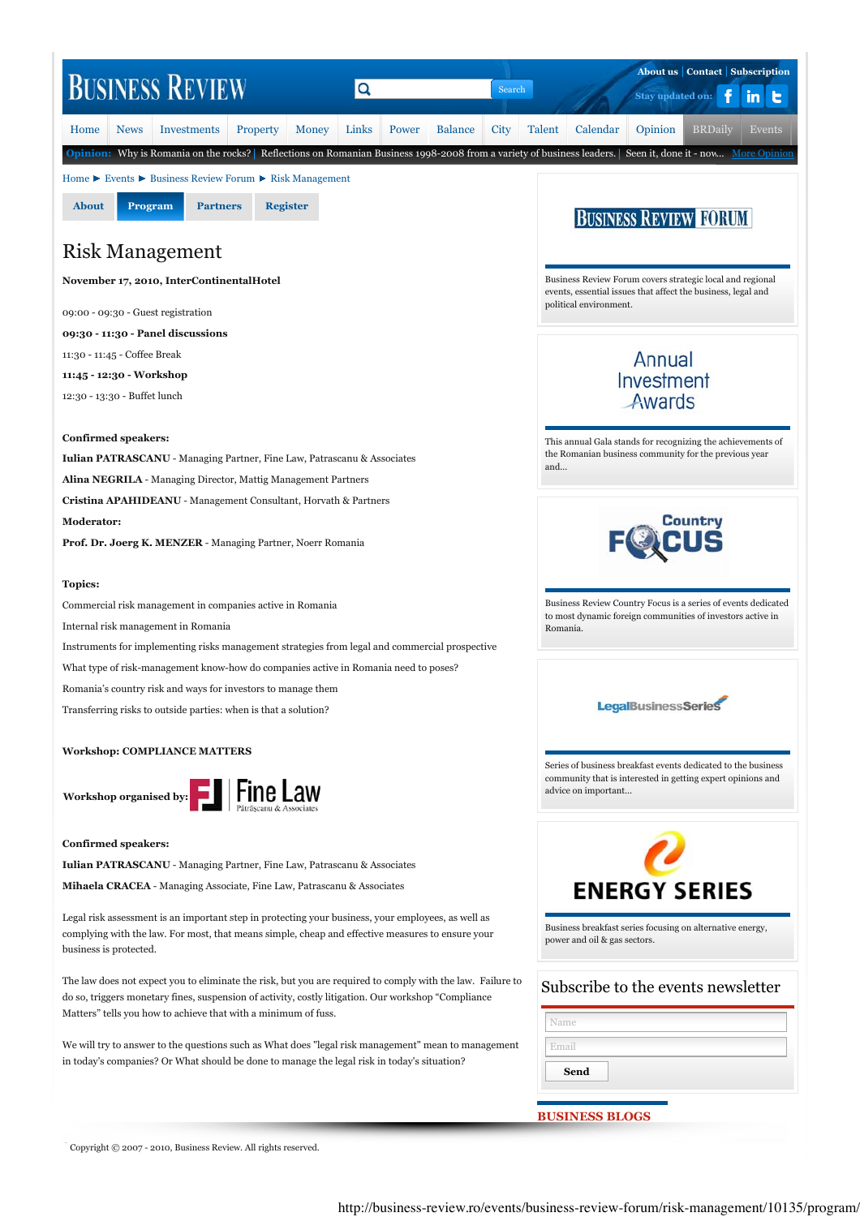Business Review

About us | Contact | Subscription

Stay updated on:

Home | News | Investments | Property | Money | Links | Power | Balance | City | Talent | Calendar | Opinion | BRDaily | Events

**Opinion:** Why is Romania on the rocks? | Reflections on Romanian Business 1998-2008 from a variety of business leaders. | Seen it, done it - now... More Opinion

Home ► Events ► Business Review Forum ► Risk Management

About | Program | Partners | Register

# Risk Management

**November 17, 2010, InterContinentalHotel**

09:00 - 09:30 - Guest registration

**09:30 - 11:30 - Panel discussions**

11:30 - 11:45 - Coffee Break

**11:45 - 12:30 - Workshop**

12:30 - 13:30 - Buffet lunch

**Confirmed speakers:**

**Iulian PATRASCANU** - Managing Partner, Fine Law, Patrascanu & Associates

**Alina NEGRILA** - Managing Director, Mattig Management Partners

**Cristina APAHIDEANU** - Management Consultant, Horvath & Partners

**Moderator:**

**Prof. Dr. Joerg K. MENZER** - Managing Partner, Noerr Romania

**Topics:**

Commercial risk management in companies active in Romania

Internal risk management in Romania

Instruments for implementing risks management strategies from legal and commercial prospective

What type of risk-management know-how do companies active in Romania need to poses?

Romania's country risk and ways for investors to manage them

Transferring risks to outside parties: when is that a solution?

**Workshop: COMPLIANCE MATTERS**

**Workshop organised by:** Fine Law Pătrăşcanu & Associates

**Confirmed speakers:**

**Iulian PATRASCANU** - Managing Partner, Fine Law, Patrascanu & Associates

**Mihaela CRACEA** - Managing Associate, Fine Law, Patrascanu & Associates

Legal risk assessment is an important step in protecting your business, your employees, as well as complying with the law. For most, that means simple, cheap and effective measures to ensure your business is protected.

The law does not expect you to eliminate the risk, but you are required to comply with the law. Failure to do so, triggers monetary fines, suspension of activity, costly litigation. Our workshop "Compliance Matters" tells you how to achieve that with a minimum of fuss.

We will try to answer to the questions such as What does "legal risk management" mean to management in today's companies? Or What should be done to manage the legal risk in today's situation?

Business Review Forum

Business Review Forum covers strategic local and regional events, essential issues that affect the business, legal and political environment.

Annual Investment Awards

This annual Gala stands for recognizing the achievements of the Romanian business community for the previous year and...

Country Focus

Business Review Country Focus is a series of events dedicated to most dynamic foreign communities of investors active in Romania.

LegalBusinessSeries

Series of business breakfast events dedicated to the business community that is interested in getting expert opinions and advice on important...

ENERGY SERIES

Business breakfast series focusing on alternative energy, power and oil & gas sectors.

## Subscribe to the events newsletter

Name

Email

Send

BUSINESS BLOGS

Copyright © 2007 - 2010, Business Review. All rights reserved.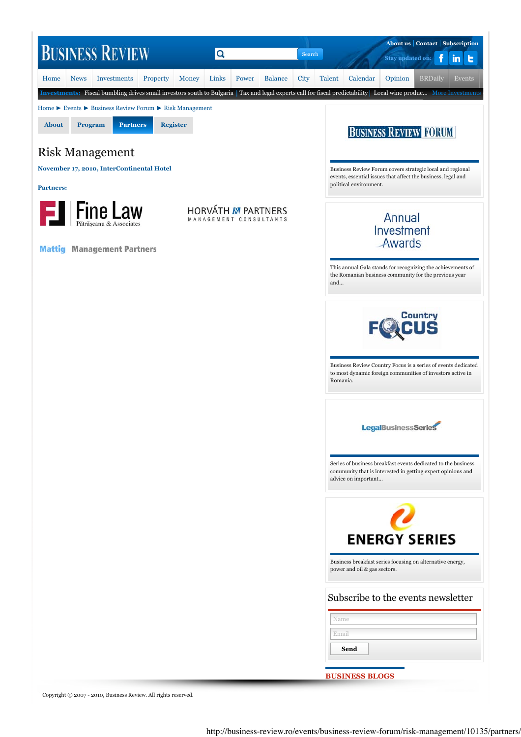# BUSINESS REVIEW

About us | Contact | Subscription

Search

Stay updated on:

Home | News | Investments | Property | Money | Links | Power | Balance | City | Talent | Calendar | Opinion | BRDaily | Events

**Investments:** Fiscal bumbling drives small investors south to Bulgaria | Tax and legal experts call for fiscal predictability | Local wine produc... More Investments

Home ► Events ► Business Review Forum ► Risk Management

About | Program | **Partners** | Register

## Risk Management

**November 17, 2010, InterContinental Hotel**

**Partners:**

Fine Law Pătrășcanu & Associates

HORVÁTH & PARTNERS MANAGEMENT CONSULTANTS

Mattig Management Partners

BUSINESS REVIEW FORUM

Business Review Forum covers strategic local and regional events, essential issues that affect the business, legal and political environment.

Annual Investment Awards

This annual Gala stands for recognizing the achievements of the Romanian business community for the previous year and...

Country FOCUS

Business Review Country Focus is a series of events dedicated to most dynamic foreign communities of investors active in Romania.

LegalBusinessSeries

Series of business breakfast events dedicated to the business community that is interested in getting expert opinions and advice on important...

ENERGY SERIES

Business breakfast series focusing on alternative energy, power and oil & gas sectors.

### Subscribe to the events newsletter

Name

Email

Send

**BUSINESS BLOGS**

Copyright © 2007 - 2010, Business Review. All rights reserved.

http://business-review.ro/events/business-review-forum/risk-management/10135/partners/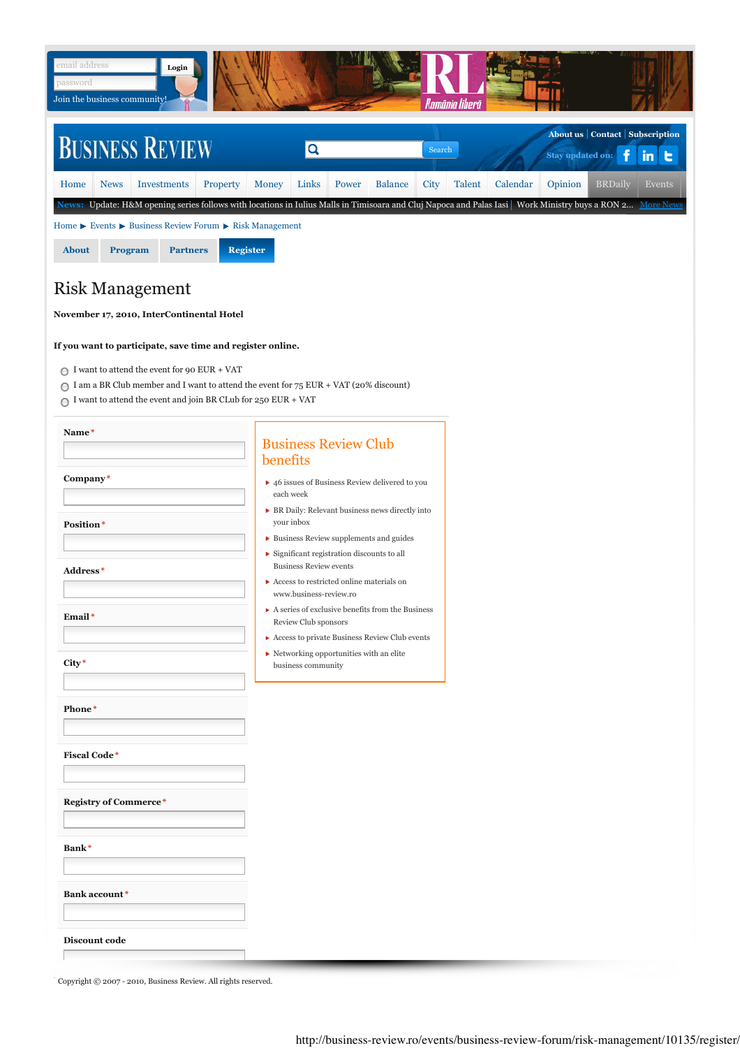email address

password

Login

Join the business community!

# BUSINESS REVIEW

Search

About us | Contact | Subscription

Stay updated on:

Home | News | Investments | Property | Money | Links | Power | Balance | City | Talent | Calendar | Opinion | BRDaily | Events

News: Update: H&M opening series follows with locations in Iulius Malls in Timisoara and Cluj Napoca and Palas Iasi | Work Ministry buys a RON 2... More News

Home ▶ Events ▶ Business Review Forum ▶ Risk Management

About | Program | Partners | Register

# Risk Management

**November 17, 2010, InterContinental Hotel**

**If you want to participate, save time and register online.**

- I want to attend the event for 90 EUR + VAT
- I am a BR Club member and I want to attend the event for 75 EUR + VAT (20% discount)
- I want to attend the event and join BR CLub for 250 EUR + VAT

**Name** *

**Company** *

**Position** *

**Address** *

**Email** *

**City** *

**Phone** *

**Fiscal Code** *

**Registry of Commerce** *

**Bank** *

**Bank account** *

**Discount code**

## Business Review Club benefits

- 46 issues of Business Review delivered to you each week
- BR Daily: Relevant business news directly into your inbox
- Business Review supplements and guides
- Significant registration discounts to all Business Review events
- Access to restricted online materials on www.business-review.ro
- A series of exclusive benefits from the Business Review Club sponsors
- Access to private Business Review Club events
- Networking opportunities with an elite business community

Copyright © 2007 - 2010, Business Review. All rights reserved.

http://business-review.ro/events/business-review-forum/risk-management/10135/register/